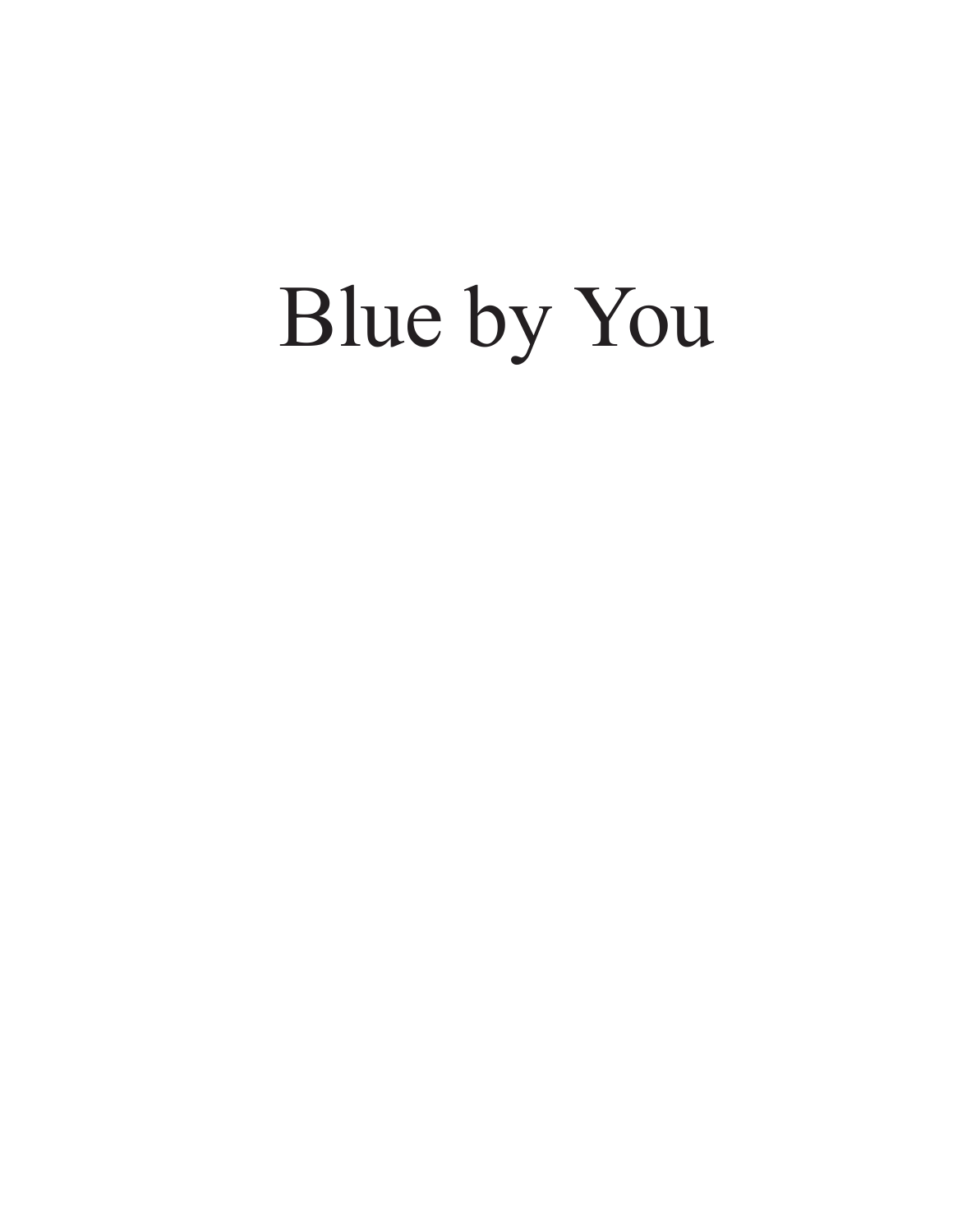# Blue by You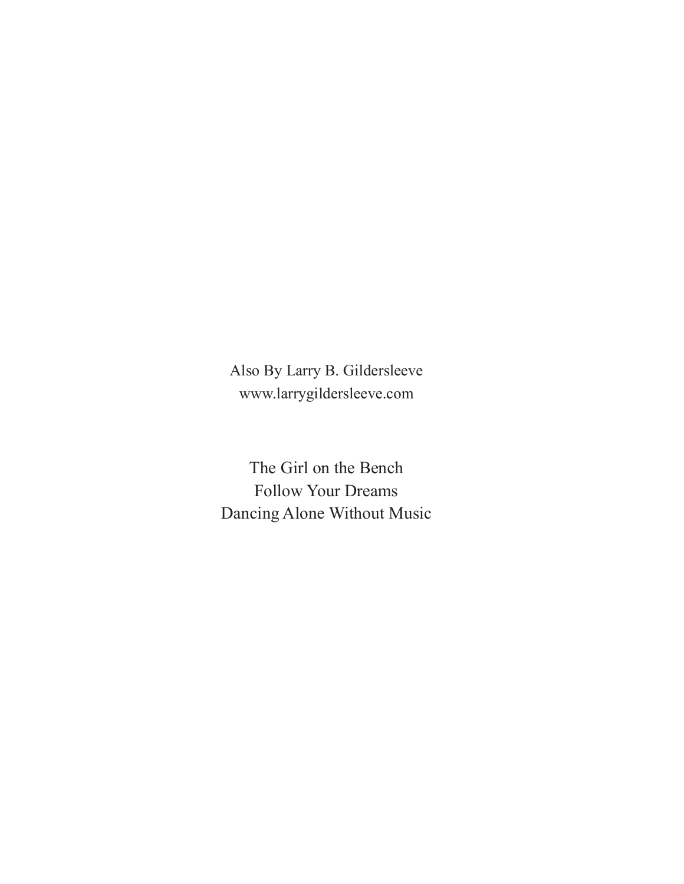Also By Larry B. Gildersleeve
www.larrygildersleeve.com

The Girl on the Bench
Follow Your Dreams
Dancing Alone Without Music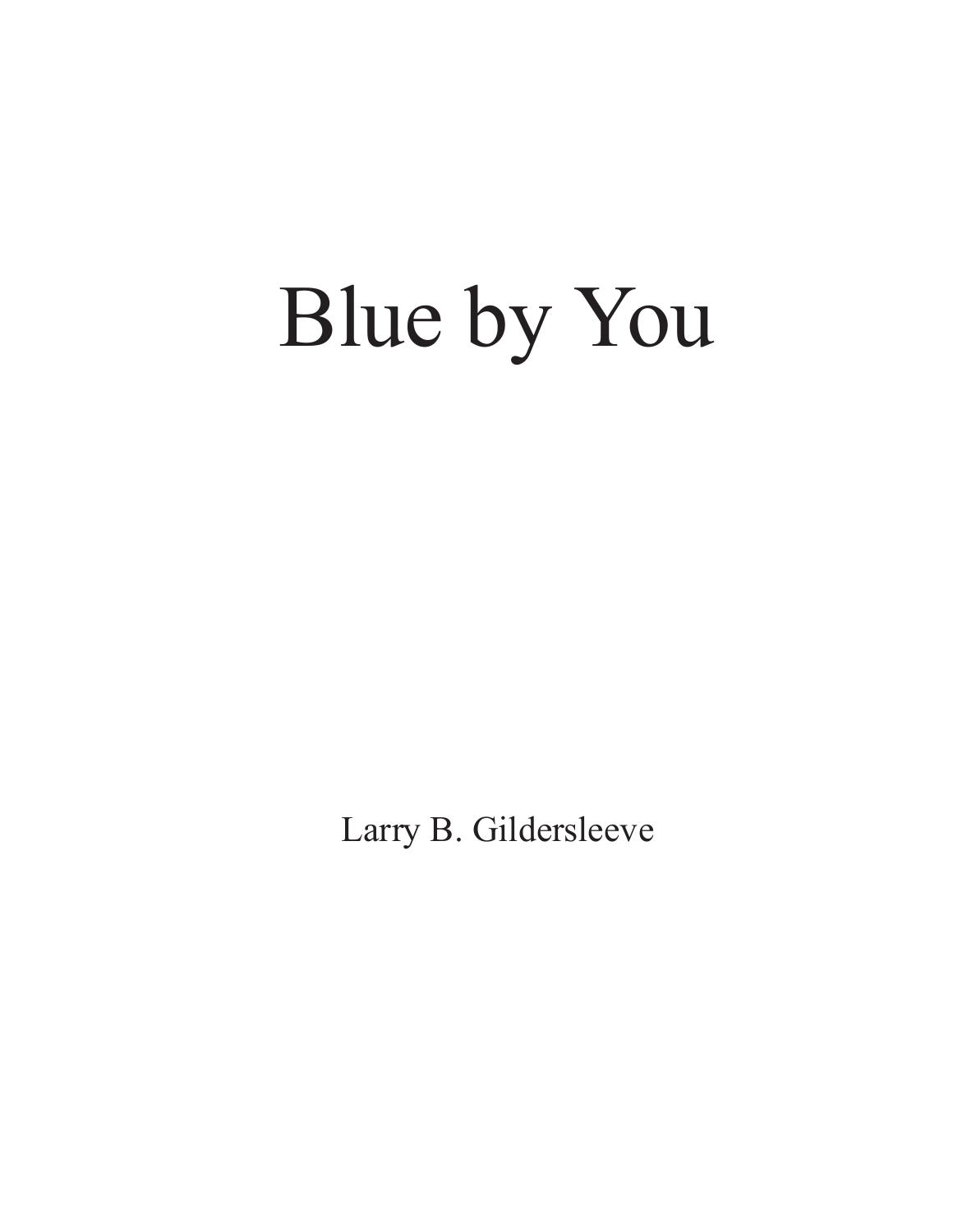# Blue by You

Larry B. Gildersleeve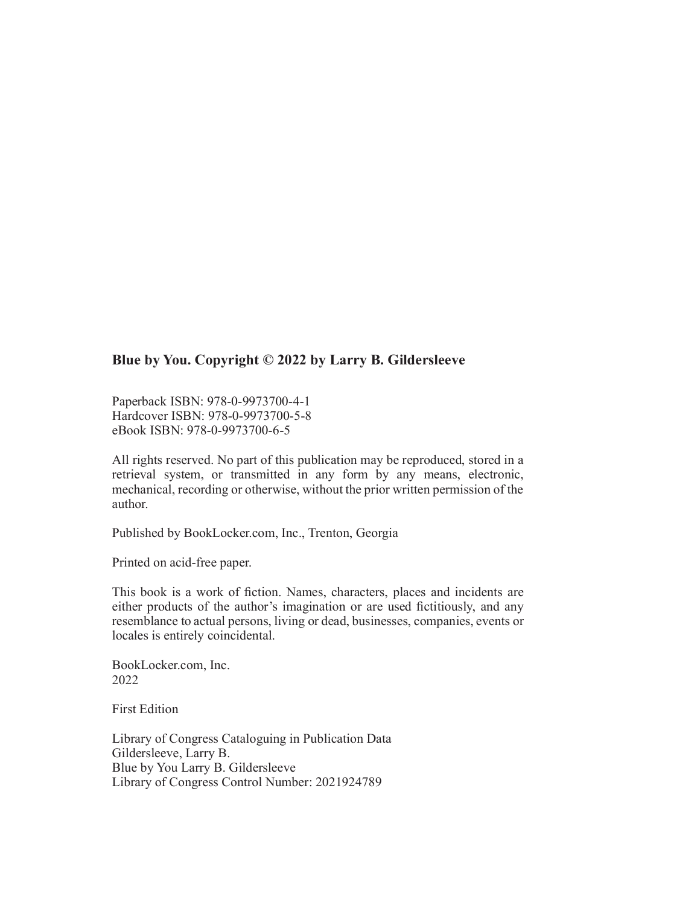**Blue by You. Copyright © 2022 by Larry B. Gildersleeve**

Paperback ISBN: 978-0-9973700-4-1
Hardcover ISBN: 978-0-9973700-5-8
eBook ISBN: 978-0-9973700-6-5

All rights reserved. No part of this publication may be reproduced, stored in a retrieval system, or transmitted in any form by any means, electronic, mechanical, recording or otherwise, without the prior written permission of the author.

Published by BookLocker.com, Inc., Trenton, Georgia

Printed on acid-free paper.

This book is a work of fiction. Names, characters, places and incidents are either products of the author's imagination or are used fictitiously, and any resemblance to actual persons, living or dead, businesses, companies, events or locales is entirely coincidental.

BookLocker.com, Inc.
2022

First Edition

Library of Congress Cataloguing in Publication Data
Gildersleeve, Larry B.
Blue by You Larry B. Gildersleeve
Library of Congress Control Number: 2021924789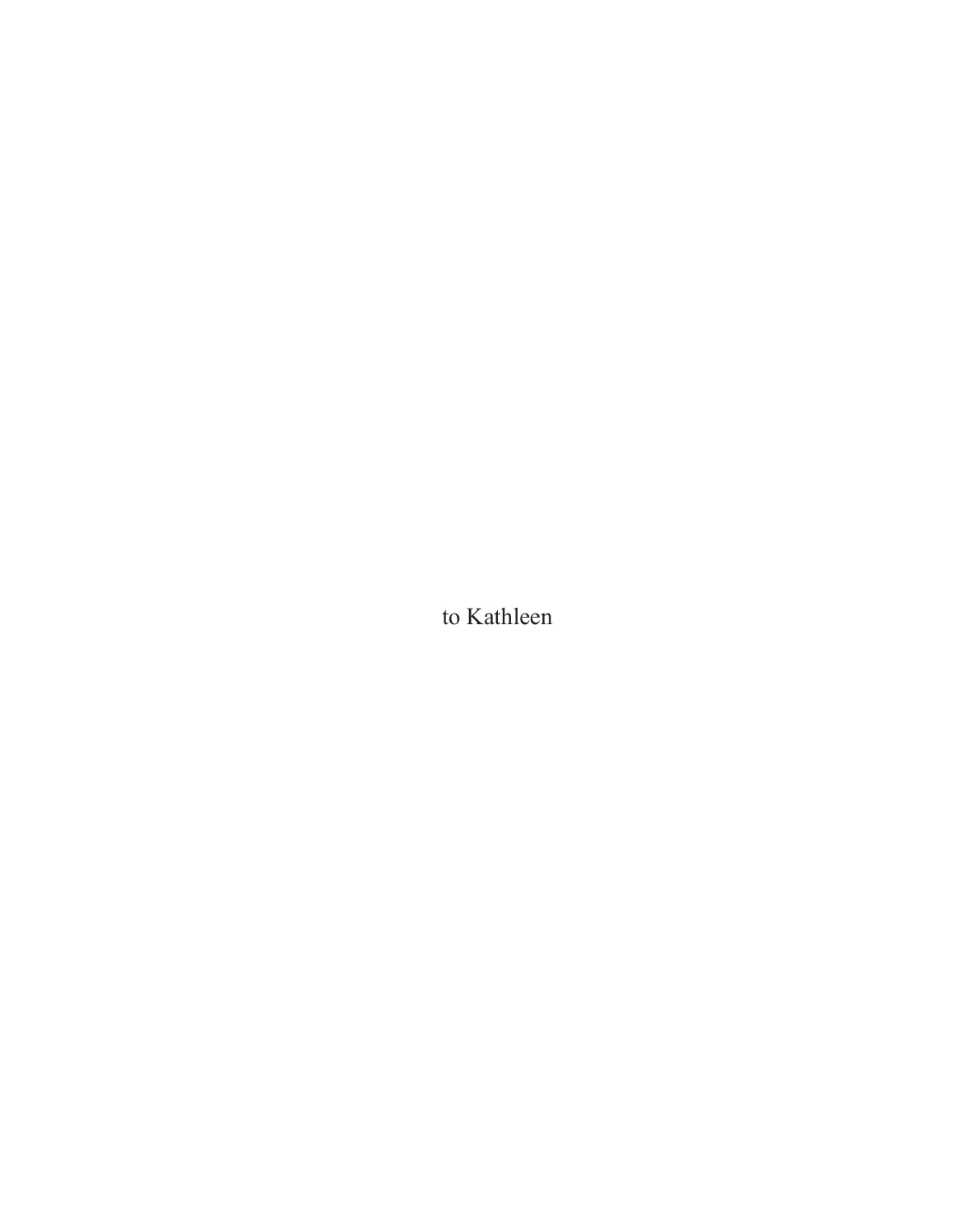to Kathleen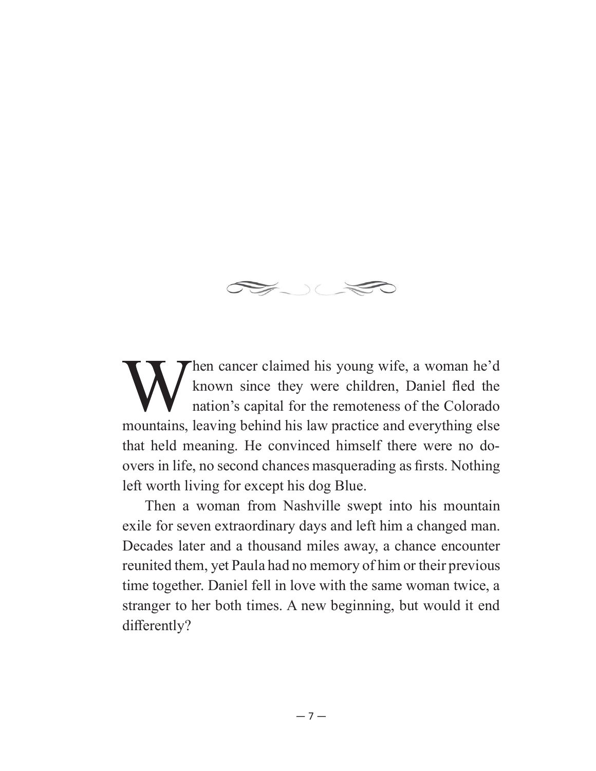When cancer claimed his young wife, a woman he'd known since they were children, Daniel fled the nation's capital for the remoteness of the Colorado mountains, leaving behind his law practice and everything else that held meaning. He convinced himself there were no do-overs in life, no second chances masquerading as firsts. Nothing left worth living for except his dog Blue.

Then a woman from Nashville swept into his mountain exile for seven extraordinary days and left him a changed man. Decades later and a thousand miles away, a chance encounter reunited them, yet Paula had no memory of him or their previous time together. Daniel fell in love with the same woman twice, a stranger to her both times. A new beginning, but would it end differently?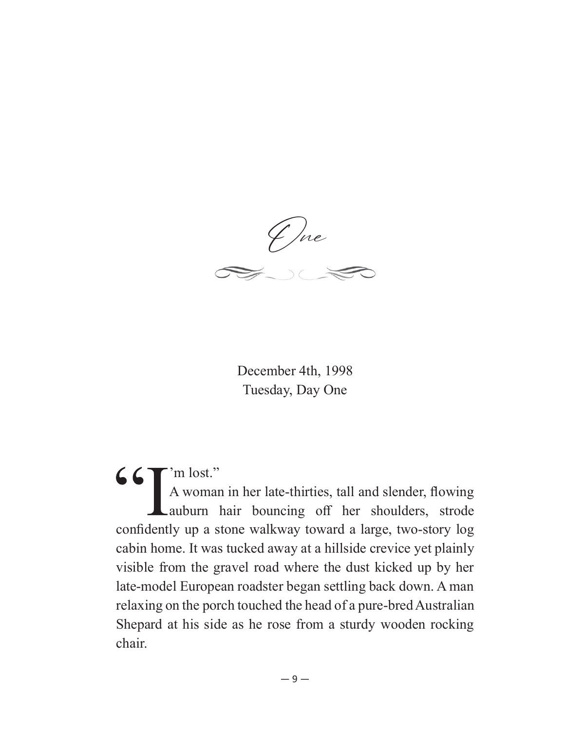# One

December 4th, 1998
Tuesday, Day One

"I'm lost."

A woman in her late-thirties, tall and slender, flowing auburn hair bouncing off her shoulders, strode confidently up a stone walkway toward a large, two-story log cabin home. It was tucked away at a hillside crevice yet plainly visible from the gravel road where the dust kicked up by her late-model European roadster began settling back down. A man relaxing on the porch touched the head of a pure-bred Australian Shepard at his side as he rose from a sturdy wooden rocking chair.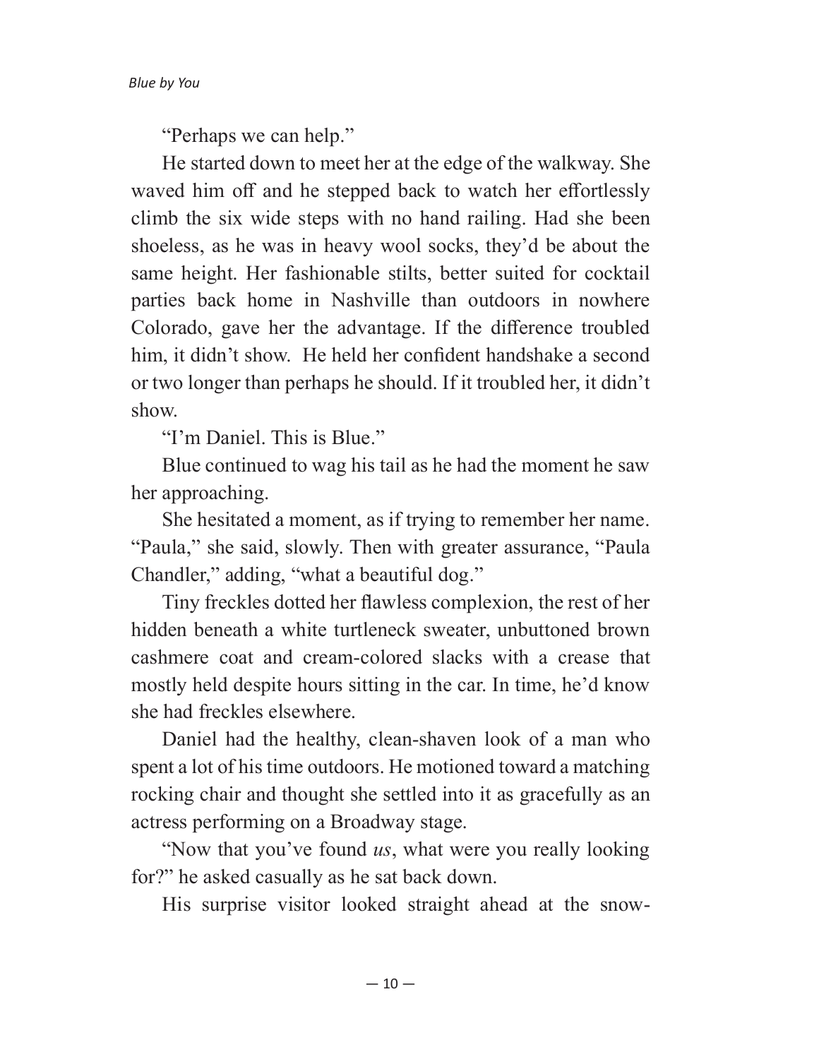"Perhaps we can help."

He started down to meet her at the edge of the walkway. She waved him off and he stepped back to watch her effortlessly climb the six wide steps with no hand railing. Had she been shoeless, as he was in heavy wool socks, they'd be about the same height. Her fashionable stilts, better suited for cocktail parties back home in Nashville than outdoors in nowhere Colorado, gave her the advantage. If the difference troubled him, it didn't show. He held her confident handshake a second or two longer than perhaps he should. If it troubled her, it didn't show.

"I'm Daniel. This is Blue."

Blue continued to wag his tail as he had the moment he saw her approaching.

She hesitated a moment, as if trying to remember her name. "Paula," she said, slowly. Then with greater assurance, "Paula Chandler," adding, "what a beautiful dog."

Tiny freckles dotted her flawless complexion, the rest of her hidden beneath a white turtleneck sweater, unbuttoned brown cashmere coat and cream-colored slacks with a crease that mostly held despite hours sitting in the car. In time, he'd know she had freckles elsewhere.

Daniel had the healthy, clean-shaven look of a man who spent a lot of his time outdoors. He motioned toward a matching rocking chair and thought she settled into it as gracefully as an actress performing on a Broadway stage.

"Now that you've found *us*, what were you really looking for?" he asked casually as he sat back down.

His surprise visitor looked straight ahead at the snow-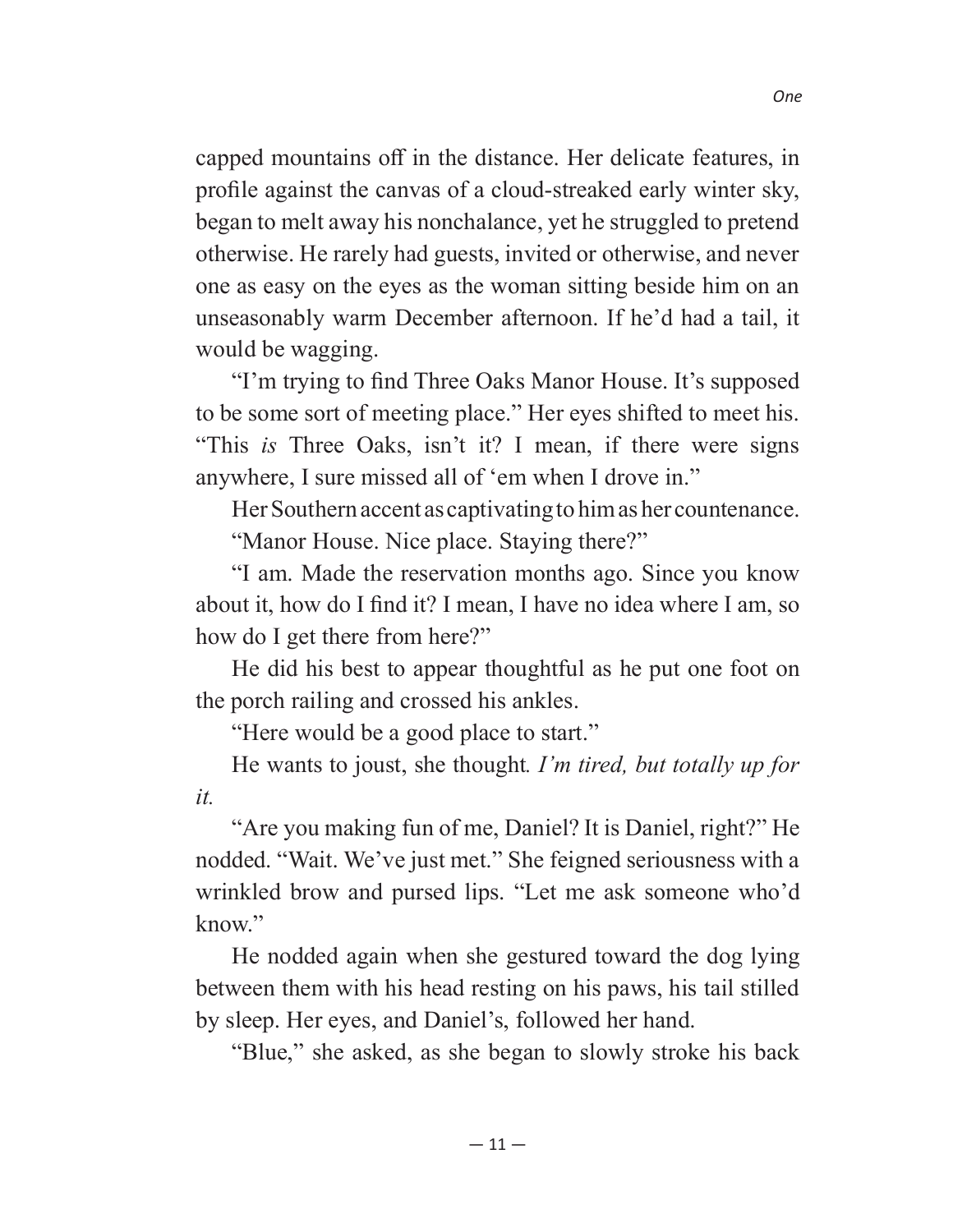capped mountains off in the distance. Her delicate features, in profile against the canvas of a cloud-streaked early winter sky, began to melt away his nonchalance, yet he struggled to pretend otherwise. He rarely had guests, invited or otherwise, and never one as easy on the eyes as the woman sitting beside him on an unseasonably warm December afternoon. If he'd had a tail, it would be wagging.

"I'm trying to find Three Oaks Manor House. It's supposed to be some sort of meeting place." Her eyes shifted to meet his. "This *is* Three Oaks, isn't it? I mean, if there were signs anywhere, I sure missed all of 'em when I drove in."

Her Southern accent as captivating to him as her countenance.

"Manor House. Nice place. Staying there?"

"I am. Made the reservation months ago. Since you know about it, how do I find it? I mean, I have no idea where I am, so how do I get there from here?"

He did his best to appear thoughtful as he put one foot on the porch railing and crossed his ankles.

"Here would be a good place to start."

He wants to joust, she thought*. I'm tired, but totally up for it.*

"Are you making fun of me, Daniel? It is Daniel, right?" He nodded. "Wait. We've just met." She feigned seriousness with a wrinkled brow and pursed lips. "Let me ask someone who'd know."

He nodded again when she gestured toward the dog lying between them with his head resting on his paws, his tail stilled by sleep. Her eyes, and Daniel's, followed her hand.

"Blue," she asked, as she began to slowly stroke his back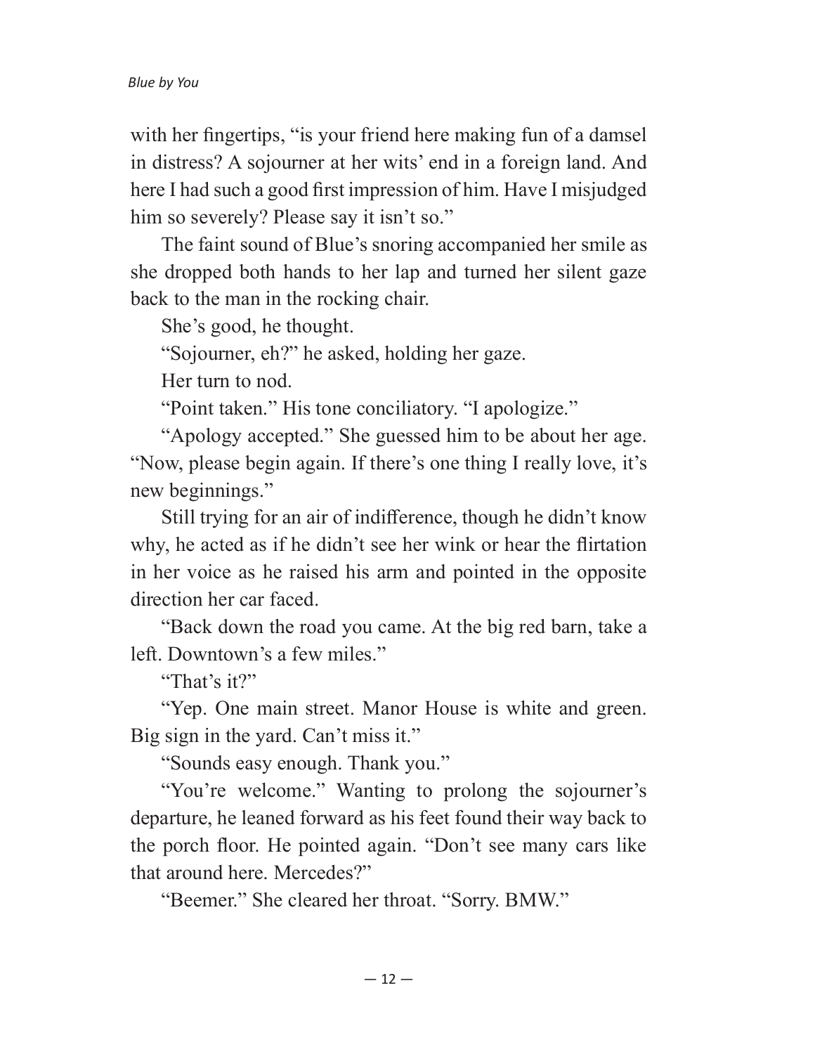with her fingertips, "is your friend here making fun of a damsel in distress? A sojourner at her wits' end in a foreign land. And here I had such a good first impression of him. Have I misjudged him so severely? Please say it isn't so."

The faint sound of Blue's snoring accompanied her smile as she dropped both hands to her lap and turned her silent gaze back to the man in the rocking chair.

She's good, he thought.

"Sojourner, eh?" he asked, holding her gaze.

Her turn to nod.

"Point taken." His tone conciliatory. "I apologize."

"Apology accepted." She guessed him to be about her age. "Now, please begin again. If there's one thing I really love, it's new beginnings."

Still trying for an air of indifference, though he didn't know why, he acted as if he didn't see her wink or hear the flirtation in her voice as he raised his arm and pointed in the opposite direction her car faced.

"Back down the road you came. At the big red barn, take a left. Downtown's a few miles."

"That's it?"

"Yep. One main street. Manor House is white and green. Big sign in the yard. Can't miss it."

"Sounds easy enough. Thank you."

"You're welcome." Wanting to prolong the sojourner's departure, he leaned forward as his feet found their way back to the porch floor. He pointed again. "Don't see many cars like that around here. Mercedes?"

"Beemer." She cleared her throat. "Sorry. BMW."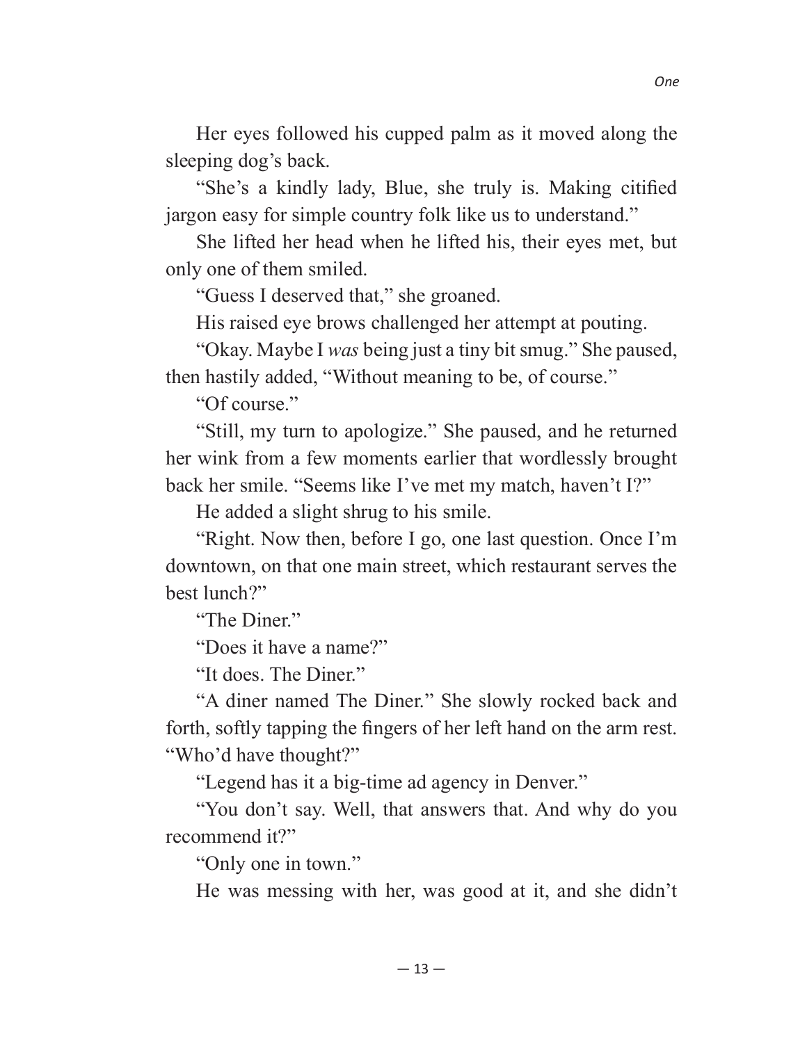Her eyes followed his cupped palm as it moved along the sleeping dog's back.

"She's a kindly lady, Blue, she truly is. Making citified jargon easy for simple country folk like us to understand."

She lifted her head when he lifted his, their eyes met, but only one of them smiled.

"Guess I deserved that," she groaned.

His raised eye brows challenged her attempt at pouting.

"Okay. Maybe I *was* being just a tiny bit smug." She paused, then hastily added, "Without meaning to be, of course."

"Of course."

"Still, my turn to apologize." She paused, and he returned her wink from a few moments earlier that wordlessly brought back her smile. "Seems like I've met my match, haven't I?"

He added a slight shrug to his smile.

"Right. Now then, before I go, one last question. Once I'm downtown, on that one main street, which restaurant serves the best lunch?"

"The Diner."

"Does it have a name?"

"It does. The Diner."

"A diner named The Diner." She slowly rocked back and forth, softly tapping the fingers of her left hand on the arm rest. "Who'd have thought?"

"Legend has it a big-time ad agency in Denver."

"You don't say. Well, that answers that. And why do you recommend it?"

"Only one in town."

He was messing with her, was good at it, and she didn't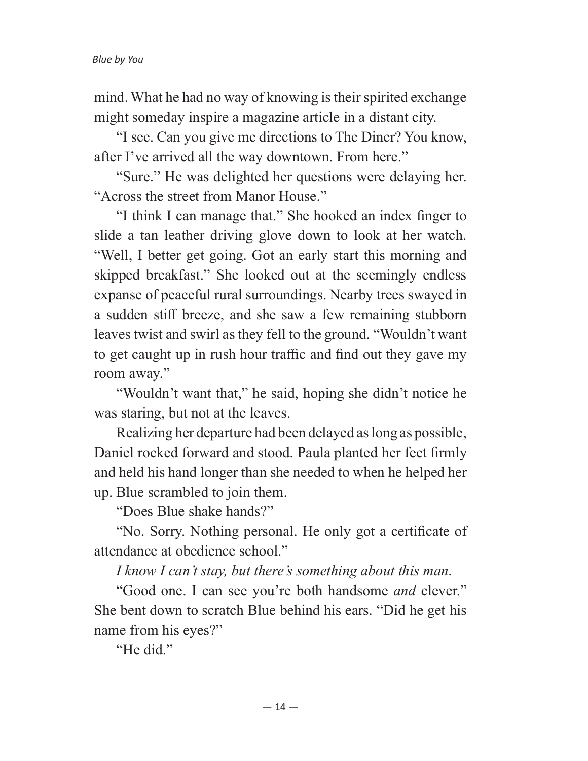mind. What he had no way of knowing is their spirited exchange might someday inspire a magazine article in a distant city.

"I see. Can you give me directions to The Diner? You know, after I've arrived all the way downtown. From here."

"Sure." He was delighted her questions were delaying her. "Across the street from Manor House."

"I think I can manage that." She hooked an index finger to slide a tan leather driving glove down to look at her watch. "Well, I better get going. Got an early start this morning and skipped breakfast." She looked out at the seemingly endless expanse of peaceful rural surroundings. Nearby trees swayed in a sudden stiff breeze, and she saw a few remaining stubborn leaves twist and swirl as they fell to the ground. "Wouldn't want to get caught up in rush hour traffic and find out they gave my room away."

"Wouldn't want that," he said, hoping she didn't notice he was staring, but not at the leaves.

Realizing her departure had been delayed as long as possible, Daniel rocked forward and stood. Paula planted her feet firmly and held his hand longer than she needed to when he helped her up. Blue scrambled to join them.

"Does Blue shake hands?"

"No. Sorry. Nothing personal. He only got a certificate of attendance at obedience school."

*I know I can't stay, but there's something about this man.*

"Good one. I can see you're both handsome *and* clever." She bent down to scratch Blue behind his ears. "Did he get his name from his eyes?"

"He did."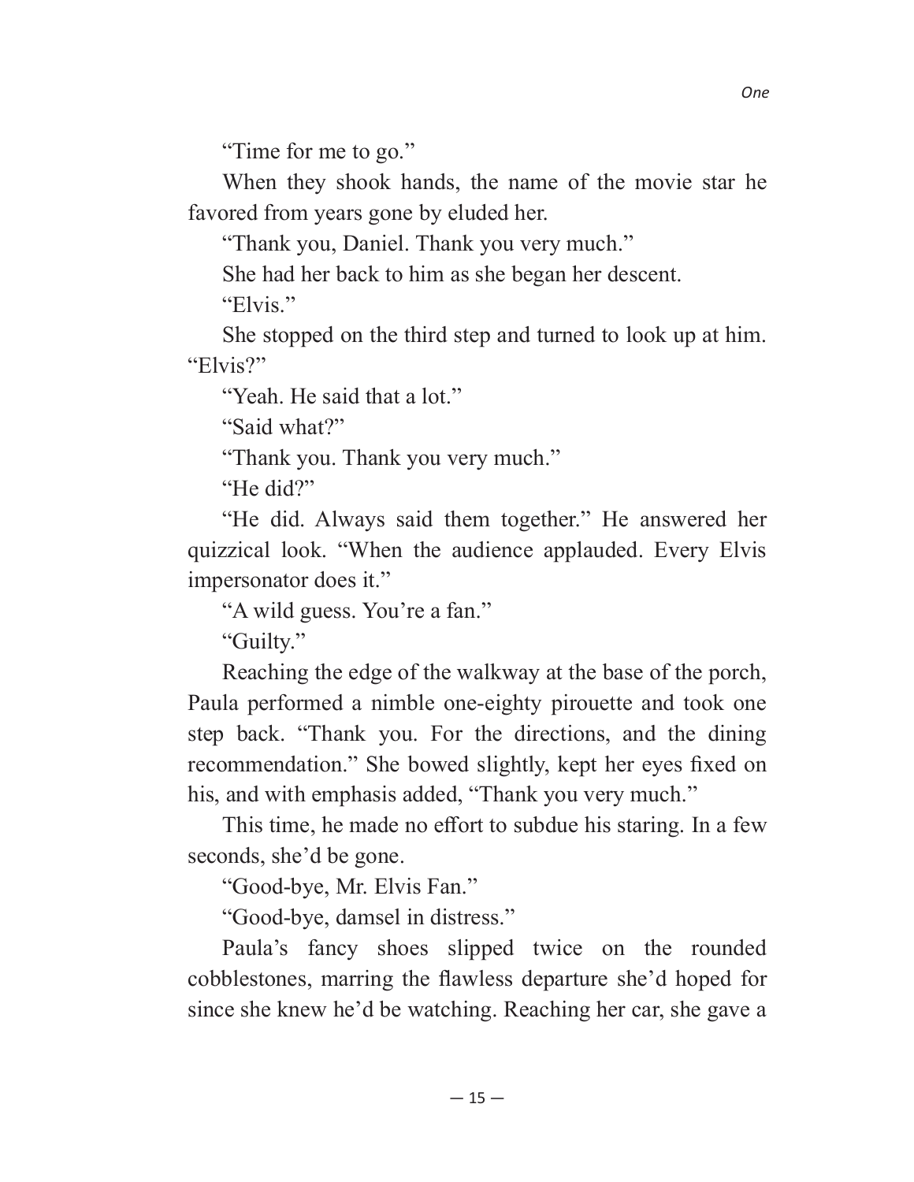"Time for me to go."

When they shook hands, the name of the movie star he favored from years gone by eluded her.

"Thank you, Daniel. Thank you very much."

She had her back to him as she began her descent.

"Elvis."

She stopped on the third step and turned to look up at him. "Elvis?"

"Yeah. He said that a lot."

"Said what?"

"Thank you. Thank you very much."

"He did?"

"He did. Always said them together." He answered her quizzical look. "When the audience applauded. Every Elvis impersonator does it."

"A wild guess. You're a fan."

"Guilty."

Reaching the edge of the walkway at the base of the porch, Paula performed a nimble one-eighty pirouette and took one step back. "Thank you. For the directions, and the dining recommendation." She bowed slightly, kept her eyes fixed on his, and with emphasis added, "Thank you very much."

This time, he made no effort to subdue his staring. In a few seconds, she'd be gone.

"Good-bye, Mr. Elvis Fan."

"Good-bye, damsel in distress."

Paula's fancy shoes slipped twice on the rounded cobblestones, marring the flawless departure she'd hoped for since she knew he'd be watching. Reaching her car, she gave a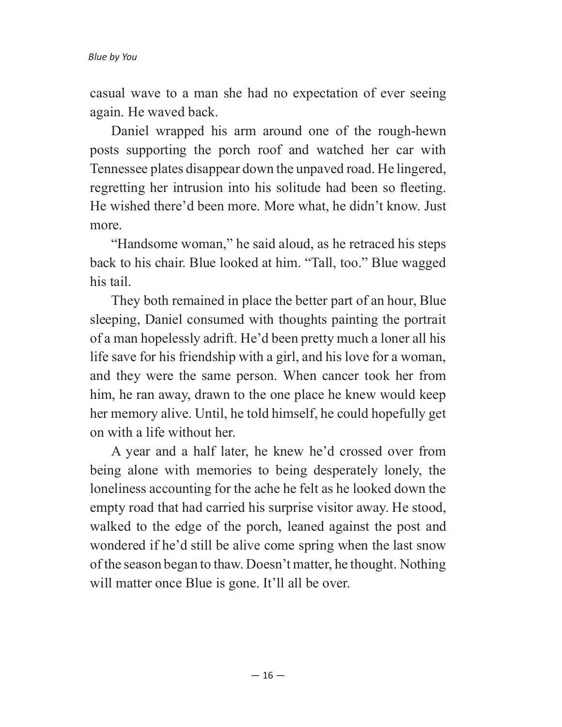casual wave to a man she had no expectation of ever seeing again. He waved back.

Daniel wrapped his arm around one of the rough-hewn posts supporting the porch roof and watched her car with Tennessee plates disappear down the unpaved road. He lingered, regretting her intrusion into his solitude had been so fleeting. He wished there'd been more. More what, he didn't know. Just more.

"Handsome woman," he said aloud, as he retraced his steps back to his chair. Blue looked at him. "Tall, too." Blue wagged his tail.

They both remained in place the better part of an hour, Blue sleeping, Daniel consumed with thoughts painting the portrait of a man hopelessly adrift. He'd been pretty much a loner all his life save for his friendship with a girl, and his love for a woman, and they were the same person. When cancer took her from him, he ran away, drawn to the one place he knew would keep her memory alive. Until, he told himself, he could hopefully get on with a life without her.

A year and a half later, he knew he'd crossed over from being alone with memories to being desperately lonely, the loneliness accounting for the ache he felt as he looked down the empty road that had carried his surprise visitor away. He stood, walked to the edge of the porch, leaned against the post and wondered if he'd still be alive come spring when the last snow of the season began to thaw. Doesn't matter, he thought. Nothing will matter once Blue is gone. It'll all be over.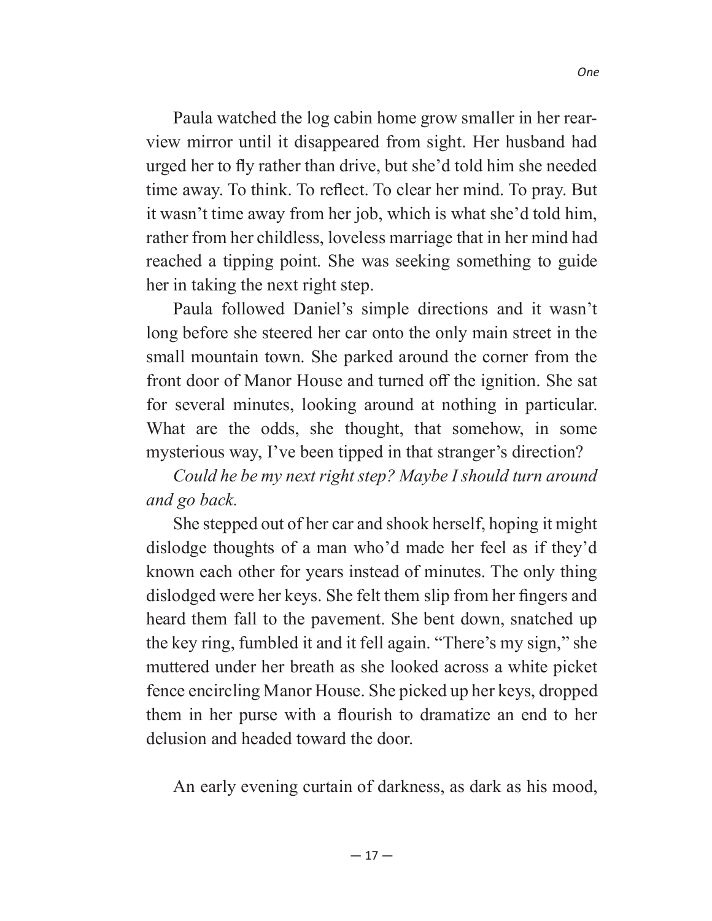Paula watched the log cabin home grow smaller in her rear-view mirror until it disappeared from sight. Her husband had urged her to fly rather than drive, but she'd told him she needed time away. To think. To reflect. To clear her mind. To pray. But it wasn't time away from her job, which is what she'd told him, rather from her childless, loveless marriage that in her mind had reached a tipping point. She was seeking something to guide her in taking the next right step.

Paula followed Daniel's simple directions and it wasn't long before she steered her car onto the only main street in the small mountain town. She parked around the corner from the front door of Manor House and turned off the ignition. She sat for several minutes, looking around at nothing in particular. What are the odds, she thought, that somehow, in some mysterious way, I've been tipped in that stranger's direction?

*Could he be my next right step? Maybe I should turn around and go back.*

She stepped out of her car and shook herself, hoping it might dislodge thoughts of a man who'd made her feel as if they'd known each other for years instead of minutes. The only thing dislodged were her keys. She felt them slip from her fingers and heard them fall to the pavement. She bent down, snatched up the key ring, fumbled it and it fell again. "There's my sign," she muttered under her breath as she looked across a white picket fence encircling Manor House. She picked up her keys, dropped them in her purse with a flourish to dramatize an end to her delusion and headed toward the door.

An early evening curtain of darkness, as dark as his mood,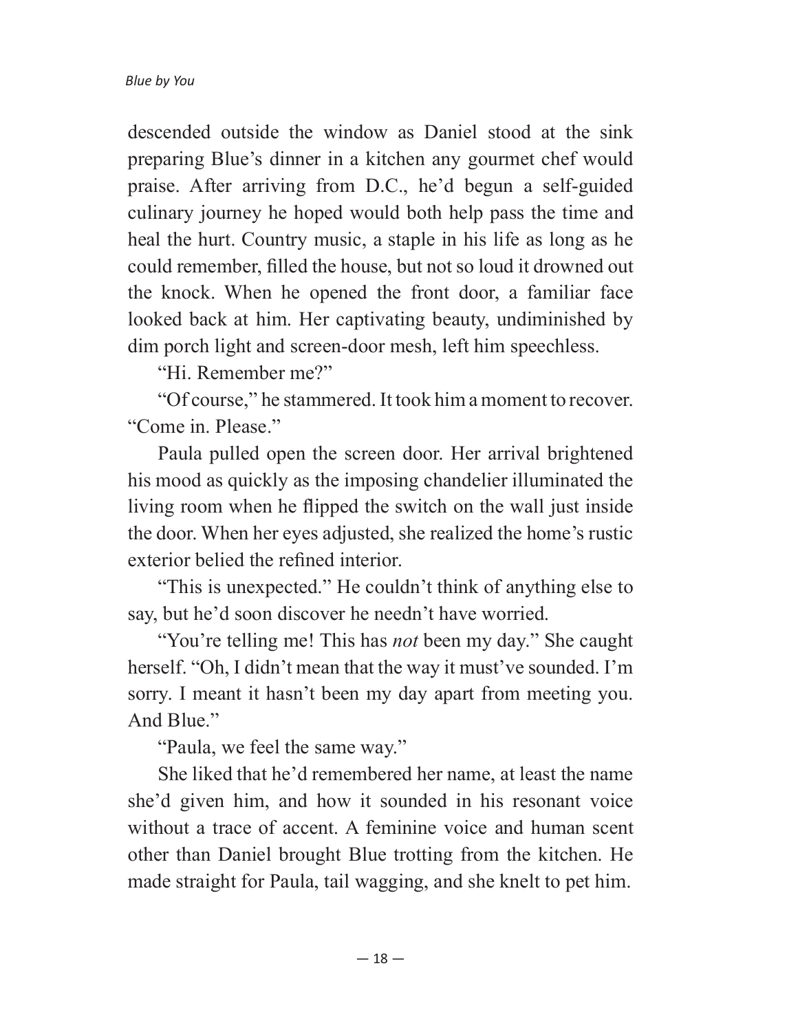descended outside the window as Daniel stood at the sink preparing Blue's dinner in a kitchen any gourmet chef would praise. After arriving from D.C., he'd begun a self-guided culinary journey he hoped would both help pass the time and heal the hurt. Country music, a staple in his life as long as he could remember, filled the house, but not so loud it drowned out the knock. When he opened the front door, a familiar face looked back at him. Her captivating beauty, undiminished by dim porch light and screen-door mesh, left him speechless.

"Hi. Remember me?"

"Of course," he stammered. It took him a moment to recover. "Come in. Please."

Paula pulled open the screen door. Her arrival brightened his mood as quickly as the imposing chandelier illuminated the living room when he flipped the switch on the wall just inside the door. When her eyes adjusted, she realized the home's rustic exterior belied the refined interior.

"This is unexpected." He couldn't think of anything else to say, but he'd soon discover he needn't have worried.

"You're telling me! This has *not* been my day." She caught herself. "Oh, I didn't mean that the way it must've sounded. I'm sorry. I meant it hasn't been my day apart from meeting you. And Blue."

"Paula, we feel the same way."

She liked that he'd remembered her name, at least the name she'd given him, and how it sounded in his resonant voice without a trace of accent. A feminine voice and human scent other than Daniel brought Blue trotting from the kitchen. He made straight for Paula, tail wagging, and she knelt to pet him.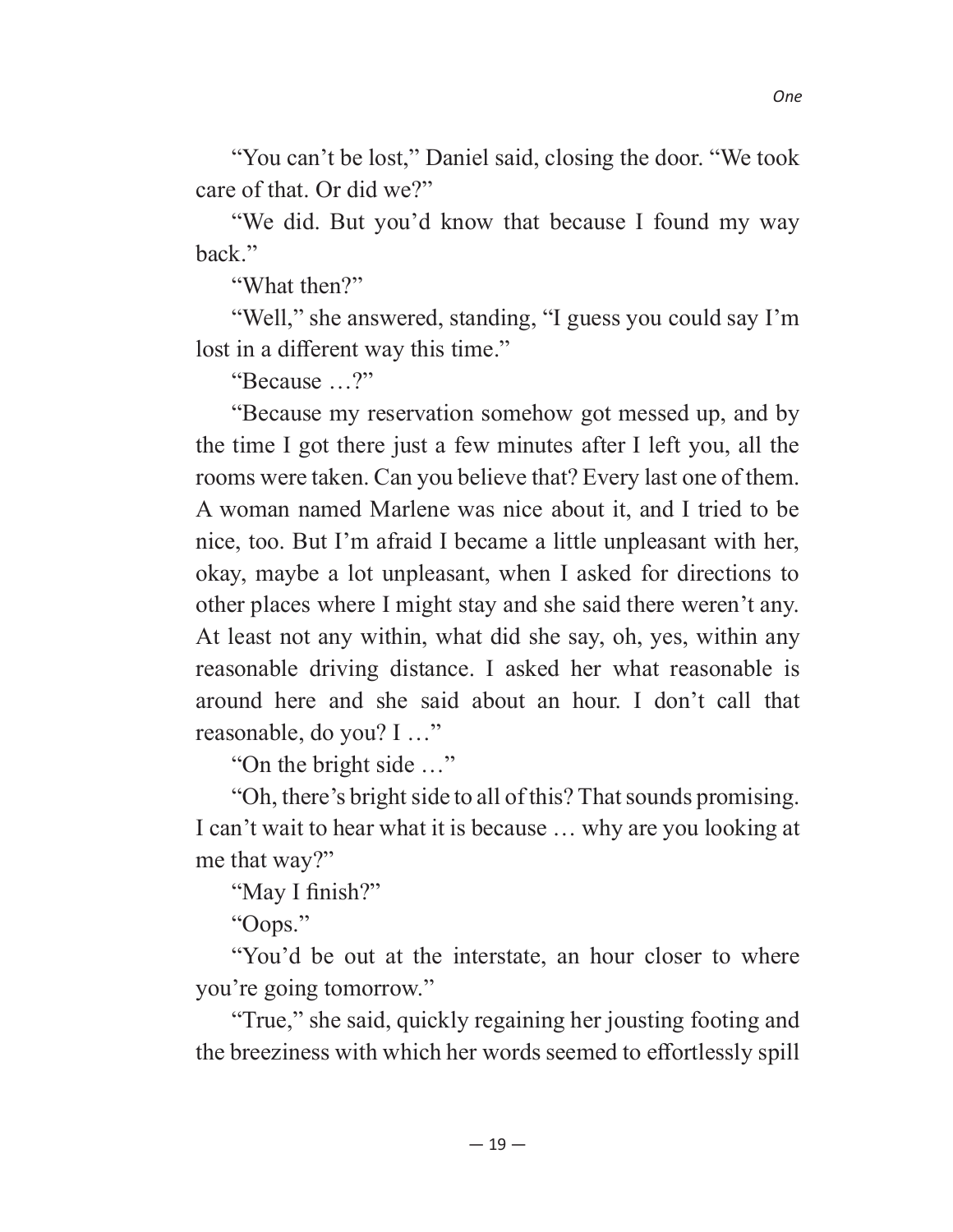"You can't be lost," Daniel said, closing the door. "We took care of that. Or did we?"

"We did. But you'd know that because I found my way back."

"What then?"

"Well," she answered, standing, "I guess you could say I'm lost in a different way this time."

"Because …?"

"Because my reservation somehow got messed up, and by the time I got there just a few minutes after I left you, all the rooms were taken. Can you believe that? Every last one of them. A woman named Marlene was nice about it, and I tried to be nice, too. But I'm afraid I became a little unpleasant with her, okay, maybe a lot unpleasant, when I asked for directions to other places where I might stay and she said there weren't any. At least not any within, what did she say, oh, yes, within any reasonable driving distance. I asked her what reasonable is around here and she said about an hour. I don't call that reasonable, do you? I …"

"On the bright side …"

"Oh, there's bright side to all of this? That sounds promising. I can't wait to hear what it is because … why are you looking at me that way?"

"May I finish?"

"Oops."

"You'd be out at the interstate, an hour closer to where you're going tomorrow."

"True," she said, quickly regaining her jousting footing and the breeziness with which her words seemed to effortlessly spill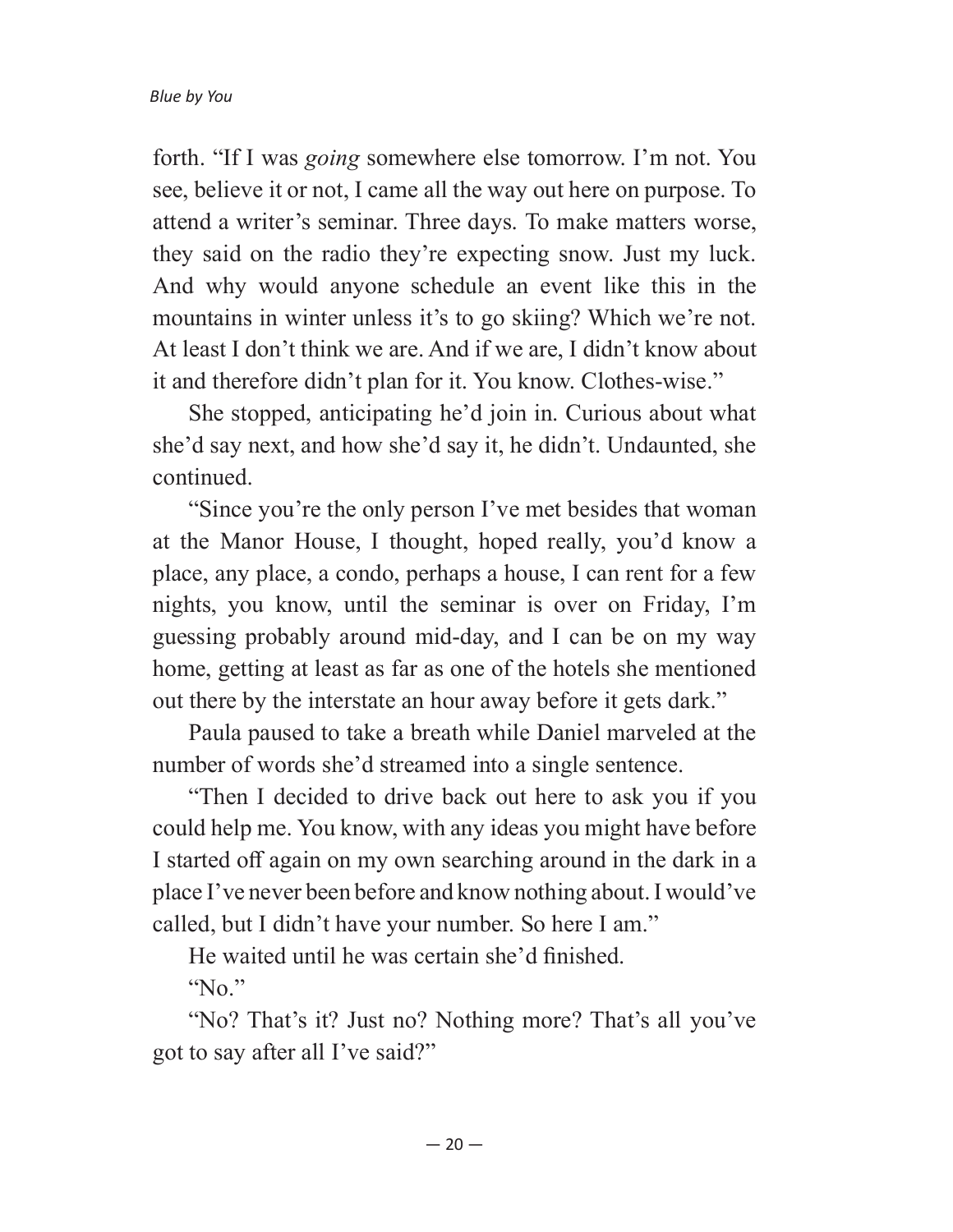forth. "If I was *going* somewhere else tomorrow. I'm not. You see, believe it or not, I came all the way out here on purpose. To attend a writer's seminar. Three days. To make matters worse, they said on the radio they're expecting snow. Just my luck. And why would anyone schedule an event like this in the mountains in winter unless it's to go skiing? Which we're not. At least I don't think we are. And if we are, I didn't know about it and therefore didn't plan for it. You know. Clothes-wise."

She stopped, anticipating he'd join in. Curious about what she'd say next, and how she'd say it, he didn't. Undaunted, she continued.

"Since you're the only person I've met besides that woman at the Manor House, I thought, hoped really, you'd know a place, any place, a condo, perhaps a house, I can rent for a few nights, you know, until the seminar is over on Friday, I'm guessing probably around mid-day, and I can be on my way home, getting at least as far as one of the hotels she mentioned out there by the interstate an hour away before it gets dark."

Paula paused to take a breath while Daniel marveled at the number of words she'd streamed into a single sentence.

"Then I decided to drive back out here to ask you if you could help me. You know, with any ideas you might have before I started off again on my own searching around in the dark in a place I've never been before and know nothing about. I would've called, but I didn't have your number. So here I am."

He waited until he was certain she'd finished.

"No."

"No? That's it? Just no? Nothing more? That's all you've got to say after all I've said?"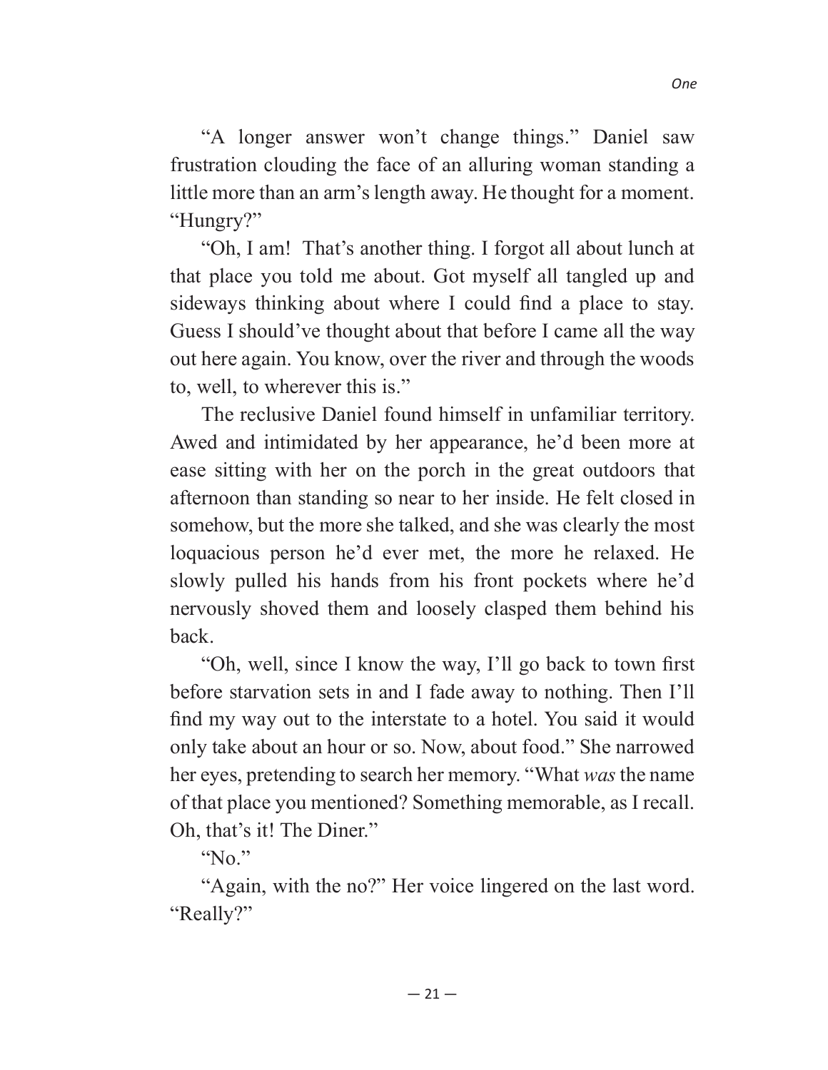"A longer answer won't change things." Daniel saw frustration clouding the face of an alluring woman standing a little more than an arm's length away. He thought for a moment. "Hungry?"

"Oh, I am! That's another thing. I forgot all about lunch at that place you told me about. Got myself all tangled up and sideways thinking about where I could find a place to stay. Guess I should've thought about that before I came all the way out here again. You know, over the river and through the woods to, well, to wherever this is."

The reclusive Daniel found himself in unfamiliar territory. Awed and intimidated by her appearance, he'd been more at ease sitting with her on the porch in the great outdoors that afternoon than standing so near to her inside. He felt closed in somehow, but the more she talked, and she was clearly the most loquacious person he'd ever met, the more he relaxed. He slowly pulled his hands from his front pockets where he'd nervously shoved them and loosely clasped them behind his back.

"Oh, well, since I know the way, I'll go back to town first before starvation sets in and I fade away to nothing. Then I'll find my way out to the interstate to a hotel. You said it would only take about an hour or so. Now, about food." She narrowed her eyes, pretending to search her memory. "What *was* the name of that place you mentioned? Something memorable, as I recall. Oh, that's it! The Diner."

"No."

"Again, with the no?" Her voice lingered on the last word. "Really?"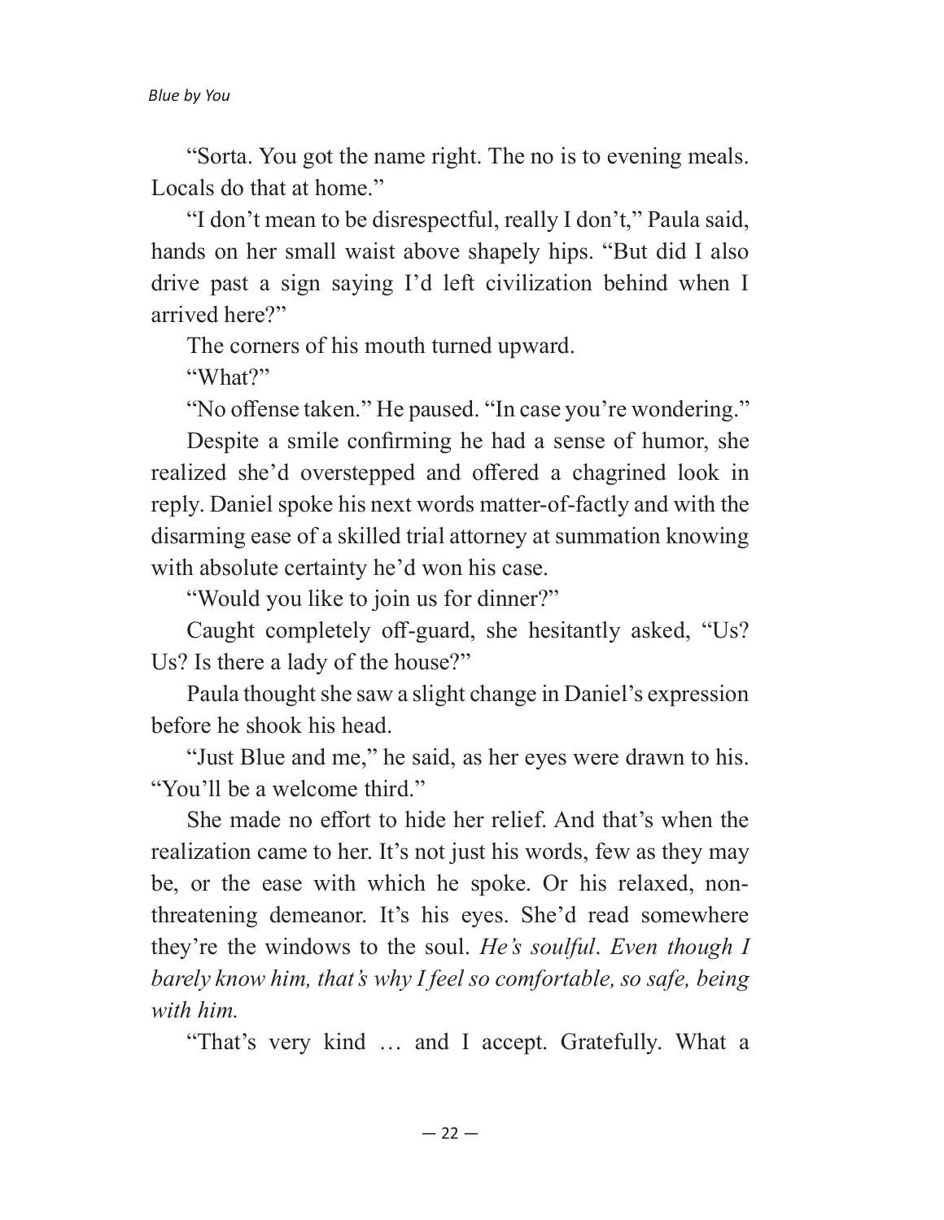"Sorta. You got the name right. The no is to evening meals. Locals do that at home."

"I don't mean to be disrespectful, really I don't," Paula said, hands on her small waist above shapely hips. "But did I also drive past a sign saying I'd left civilization behind when I arrived here?"

The corners of his mouth turned upward.

"What?"

"No offense taken." He paused. "In case you're wondering."

Despite a smile confirming he had a sense of humor, she realized she'd overstepped and offered a chagrined look in reply. Daniel spoke his next words matter-of-factly and with the disarming ease of a skilled trial attorney at summation knowing with absolute certainty he'd won his case.

"Would you like to join us for dinner?"

Caught completely off-guard, she hesitantly asked, "Us? Us? Is there a lady of the house?"

Paula thought she saw a slight change in Daniel's expression before he shook his head.

"Just Blue and me," he said, as her eyes were drawn to his. "You'll be a welcome third."

She made no effort to hide her relief. And that's when the realization came to her. It's not just his words, few as they may be, or the ease with which he spoke. Or his relaxed, non-threatening demeanor. It's his eyes. She'd read somewhere they're the windows to the soul. *He's soulful. Even though I barely know him, that's why I feel so comfortable, so safe, being with him.*

"That's very kind … and I accept. Gratefully. What a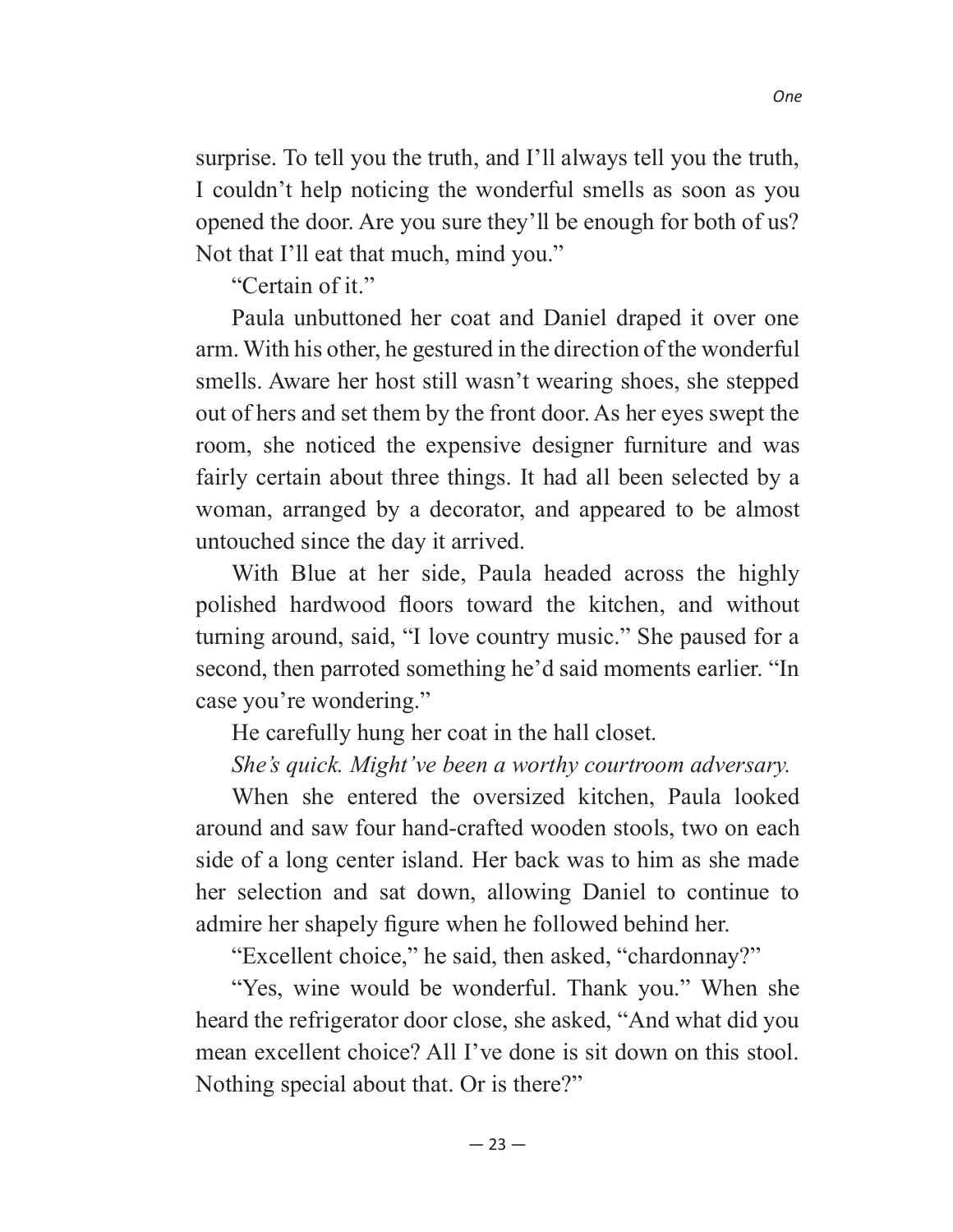surprise. To tell you the truth, and I'll always tell you the truth, I couldn't help noticing the wonderful smells as soon as you opened the door. Are you sure they'll be enough for both of us? Not that I'll eat that much, mind you."

"Certain of it."

Paula unbuttoned her coat and Daniel draped it over one arm. With his other, he gestured in the direction of the wonderful smells. Aware her host still wasn't wearing shoes, she stepped out of hers and set them by the front door. As her eyes swept the room, she noticed the expensive designer furniture and was fairly certain about three things. It had all been selected by a woman, arranged by a decorator, and appeared to be almost untouched since the day it arrived.

With Blue at her side, Paula headed across the highly polished hardwood floors toward the kitchen, and without turning around, said, "I love country music." She paused for a second, then parroted something he'd said moments earlier. "In case you're wondering."

He carefully hung her coat in the hall closet.

*She's quick. Might've been a worthy courtroom adversary.*

When she entered the oversized kitchen, Paula looked around and saw four hand-crafted wooden stools, two on each side of a long center island. Her back was to him as she made her selection and sat down, allowing Daniel to continue to admire her shapely figure when he followed behind her.

"Excellent choice," he said, then asked, "chardonnay?"

"Yes, wine would be wonderful. Thank you." When she heard the refrigerator door close, she asked, "And what did you mean excellent choice? All I've done is sit down on this stool. Nothing special about that. Or is there?"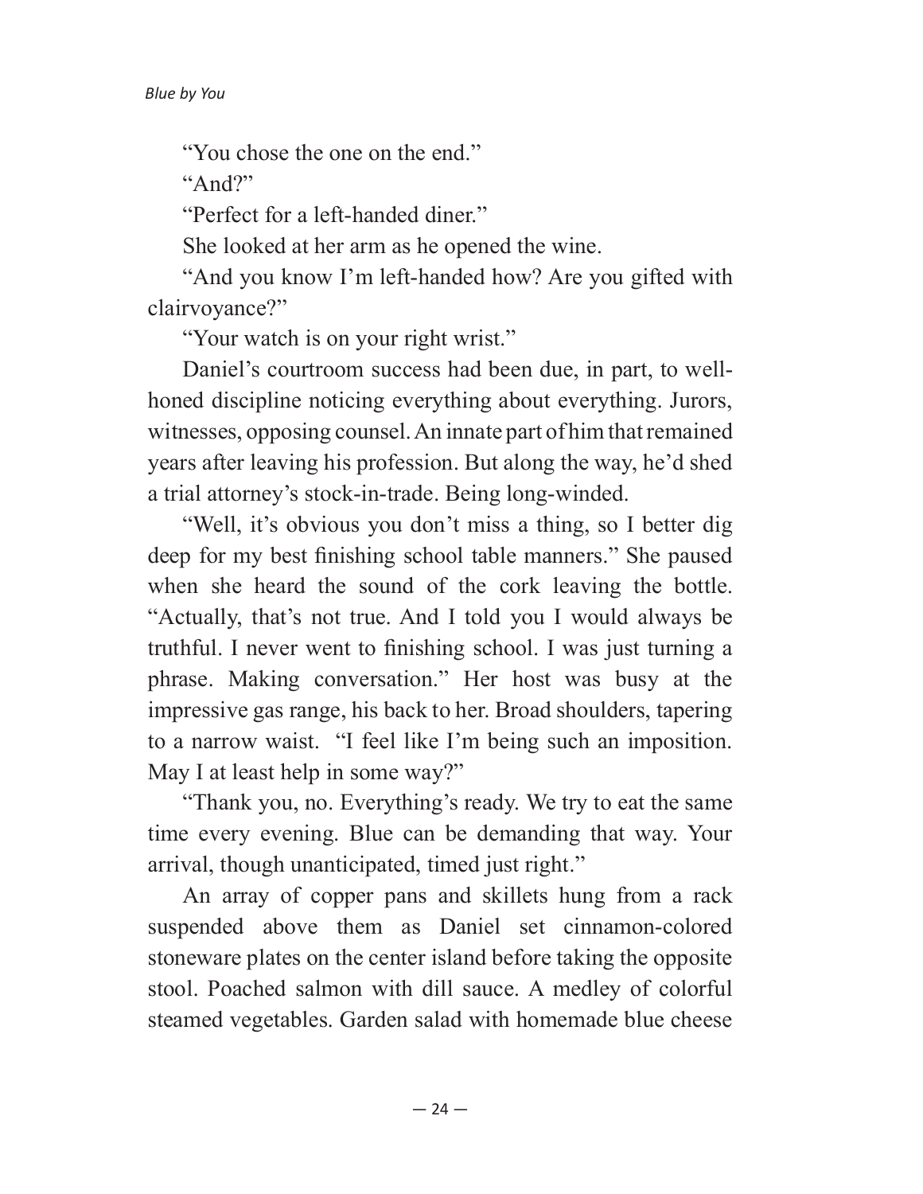"You chose the one on the end."

"And?"

"Perfect for a left-handed diner."

She looked at her arm as he opened the wine.

"And you know I'm left-handed how? Are you gifted with clairvoyance?"

"Your watch is on your right wrist."

Daniel's courtroom success had been due, in part, to well-honed discipline noticing everything about everything. Jurors, witnesses, opposing counsel. An innate part of him that remained years after leaving his profession. But along the way, he'd shed a trial attorney's stock-in-trade. Being long-winded.

"Well, it's obvious you don't miss a thing, so I better dig deep for my best finishing school table manners." She paused when she heard the sound of the cork leaving the bottle. "Actually, that's not true. And I told you I would always be truthful. I never went to finishing school. I was just turning a phrase. Making conversation." Her host was busy at the impressive gas range, his back to her. Broad shoulders, tapering to a narrow waist. "I feel like I'm being such an imposition. May I at least help in some way?"

"Thank you, no. Everything's ready. We try to eat the same time every evening. Blue can be demanding that way. Your arrival, though unanticipated, timed just right."

An array of copper pans and skillets hung from a rack suspended above them as Daniel set cinnamon-colored stoneware plates on the center island before taking the opposite stool. Poached salmon with dill sauce. A medley of colorful steamed vegetables. Garden salad with homemade blue cheese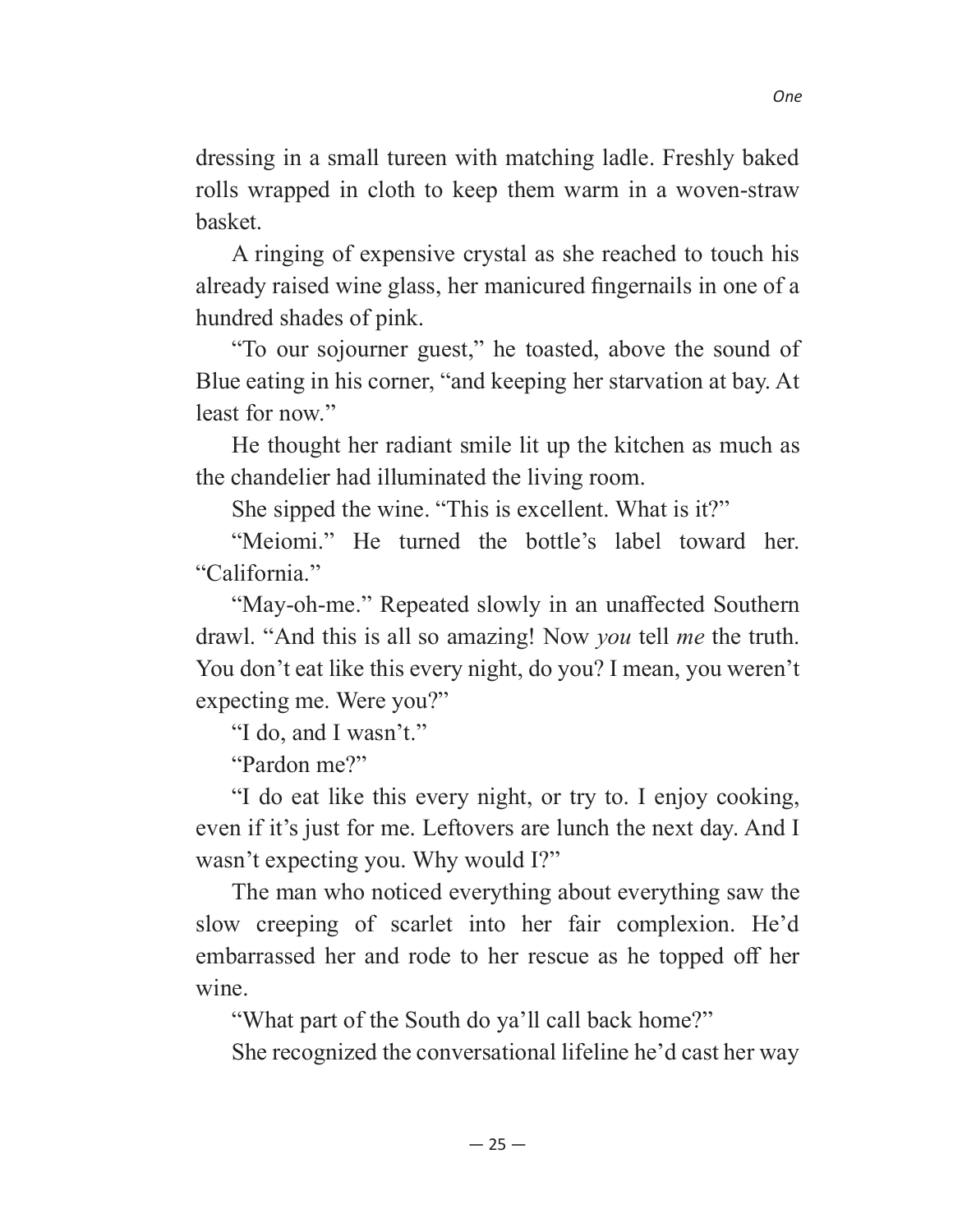dressing in a small tureen with matching ladle. Freshly baked rolls wrapped in cloth to keep them warm in a woven-straw basket.

A ringing of expensive crystal as she reached to touch his already raised wine glass, her manicured fingernails in one of a hundred shades of pink.

"To our sojourner guest," he toasted, above the sound of Blue eating in his corner, "and keeping her starvation at bay. At least for now."

He thought her radiant smile lit up the kitchen as much as the chandelier had illuminated the living room.

She sipped the wine. "This is excellent. What is it?"

"Meiomi." He turned the bottle's label toward her. "California."

"May-oh-me." Repeated slowly in an unaffected Southern drawl. "And this is all so amazing! Now *you* tell *me* the truth. You don't eat like this every night, do you? I mean, you weren't expecting me. Were you?"

"I do, and I wasn't."

"Pardon me?"

"I do eat like this every night, or try to. I enjoy cooking, even if it's just for me. Leftovers are lunch the next day. And I wasn't expecting you. Why would I?"

The man who noticed everything about everything saw the slow creeping of scarlet into her fair complexion. He'd embarrassed her and rode to her rescue as he topped off her wine.

"What part of the South do ya'll call back home?"

She recognized the conversational lifeline he'd cast her way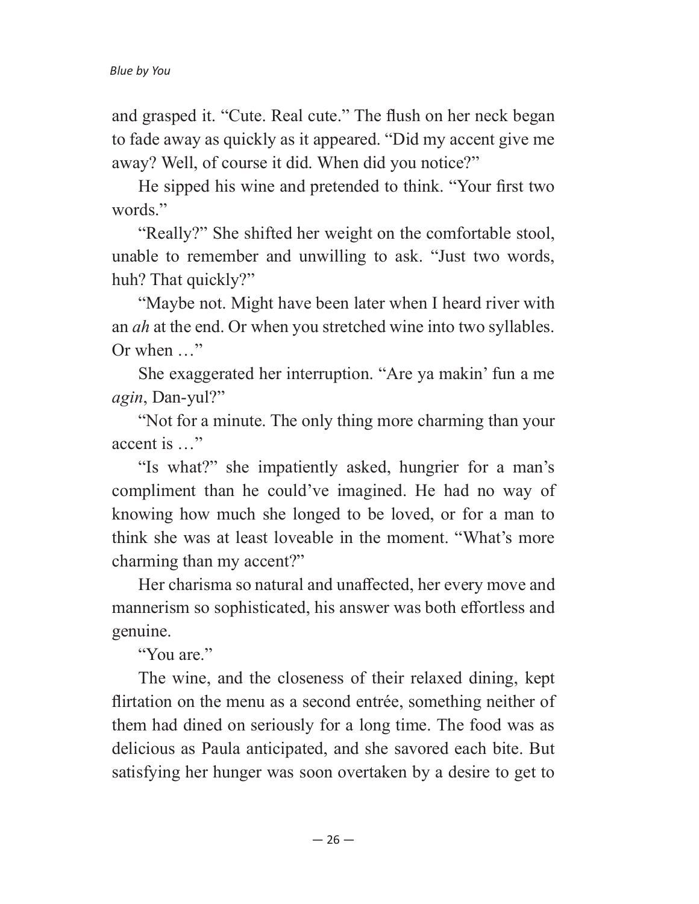and grasped it. "Cute. Real cute." The flush on her neck began to fade away as quickly as it appeared. "Did my accent give me away? Well, of course it did. When did you notice?"

He sipped his wine and pretended to think. "Your first two words."

"Really?" She shifted her weight on the comfortable stool, unable to remember and unwilling to ask. "Just two words, huh? That quickly?"

"Maybe not. Might have been later when I heard river with an *ah* at the end. Or when you stretched wine into two syllables. Or when …"

She exaggerated her interruption. "Are ya makin' fun a me *agin*, Dan-yul?"

"Not for a minute. The only thing more charming than your accent is …"

"Is what?" she impatiently asked, hungrier for a man's compliment than he could've imagined. He had no way of knowing how much she longed to be loved, or for a man to think she was at least loveable in the moment. "What's more charming than my accent?"

Her charisma so natural and unaffected, her every move and mannerism so sophisticated, his answer was both effortless and genuine.

"You are."

The wine, and the closeness of their relaxed dining, kept flirtation on the menu as a second entrée, something neither of them had dined on seriously for a long time. The food was as delicious as Paula anticipated, and she savored each bite. But satisfying her hunger was soon overtaken by a desire to get to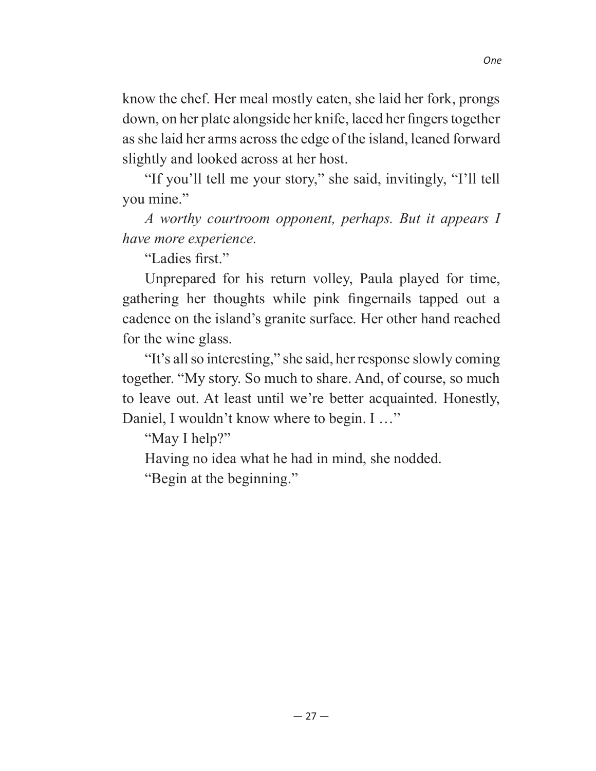know the chef. Her meal mostly eaten, she laid her fork, prongs down, on her plate alongside her knife, laced her fingers together as she laid her arms across the edge of the island, leaned forward slightly and looked across at her host.

"If you'll tell me your story," she said, invitingly, "I'll tell you mine."

*A worthy courtroom opponent, perhaps. But it appears I have more experience.*

"Ladies first."

Unprepared for his return volley, Paula played for time, gathering her thoughts while pink fingernails tapped out a cadence on the island's granite surface. Her other hand reached for the wine glass.

"It's all so interesting," she said, her response slowly coming together. "My story. So much to share. And, of course, so much to leave out. At least until we're better acquainted. Honestly, Daniel, I wouldn't know where to begin. I …"

"May I help?"

Having no idea what he had in mind, she nodded.

"Begin at the beginning."